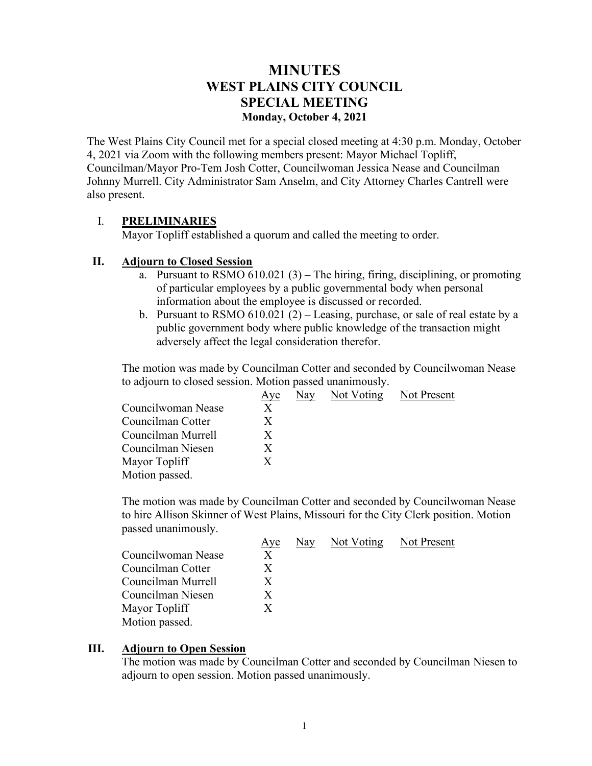# MINUTES
## WEST PLAINS CITY COUNCIL
## SPECIAL MEETING
### Monday, October 4, 2021

The West Plains City Council met for a special closed meeting at 4:30 p.m. Monday, October 4, 2021 via Zoom with the following members present: Mayor Michael Topliff, Councilman/Mayor Pro-Tem Josh Cotter, Councilwoman Jessica Nease and Councilman Johnny Murrell. City Administrator Sam Anselm, and City Attorney Charles Cantrell were also present.

## I. PRELIMINARIES

Mayor Topliff established a quorum and called the meeting to order.

## II. Adjourn to Closed Session

a. Pursuant to RSMO 610.021 (3) – The hiring, firing, disciplining, or promoting of particular employees by a public governmental body when personal information about the employee is discussed or recorded.
b. Pursuant to RSMO 610.021 (2) – Leasing, purchase, or sale of real estate by a public government body where public knowledge of the transaction might adversely affect the legal consideration therefor.

The motion was made by Councilman Cotter and seconded by Councilwoman Nease to adjourn to closed session. Motion passed unanimously.

| | Aye | Nay | Not Voting | Not Present |
|---|---|---|---|---|
| Councilwoman Nease | X | | | |
| Councilman Cotter | X | | | |
| Councilman Murrell | X | | | |
| Councilman Niesen | X | | | |
| Mayor Topliff | X | | | |

Motion passed.

The motion was made by Councilman Cotter and seconded by Councilwoman Nease to hire Allison Skinner of West Plains, Missouri for the City Clerk position. Motion passed unanimously.

| | Aye | Nay | Not Voting | Not Present |
|---|---|---|---|---|
| Councilwoman Nease | X | | | |
| Councilman Cotter | X | | | |
| Councilman Murrell | X | | | |
| Councilman Niesen | X | | | |
| Mayor Topliff | X | | | |

Motion passed.

## III. Adjourn to Open Session

The motion was made by Councilman Cotter and seconded by Councilman Niesen to adjourn to open session. Motion passed unanimously.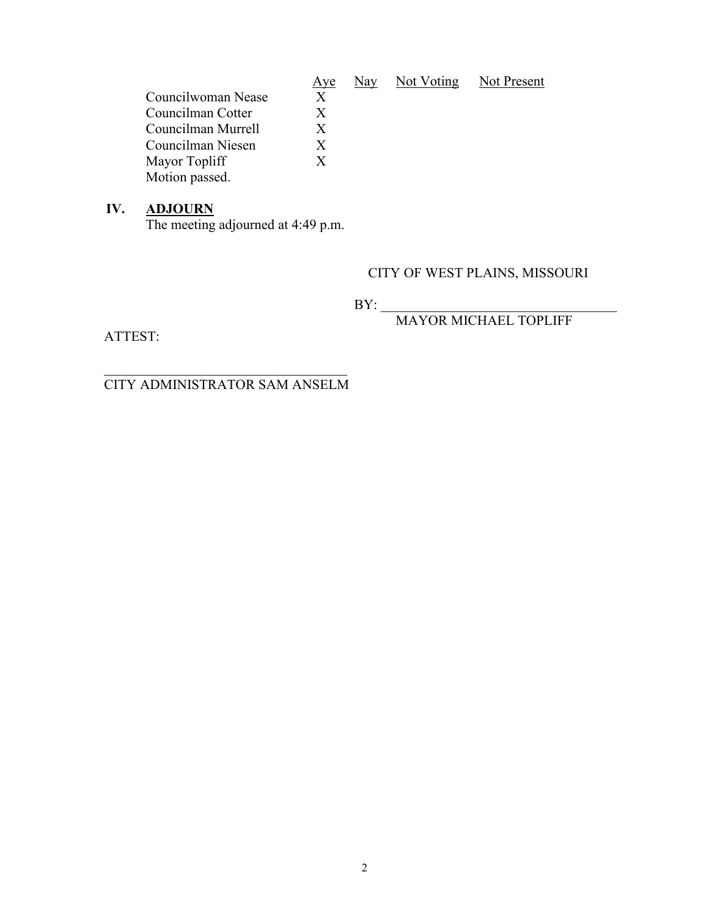| | Aye | Nay | Not Voting | Not Present |
|---|---|---|---|---|
| Councilwoman Nease | X | | | |
| Councilman Cotter | X | | | |
| Councilman Murrell | X | | | |
| Councilman Niesen | X | | | |
| Mayor Topliff | X | | | |

Motion passed.

## IV. ADJOURN

The meeting adjourned at 4:49 p.m.

CITY OF WEST PLAINS, MISSOURI

BY: ________________________________

MAYOR MICHAEL TOPLIFF

ATTEST:

________________________________

CITY ADMINISTRATOR SAM ANSELM